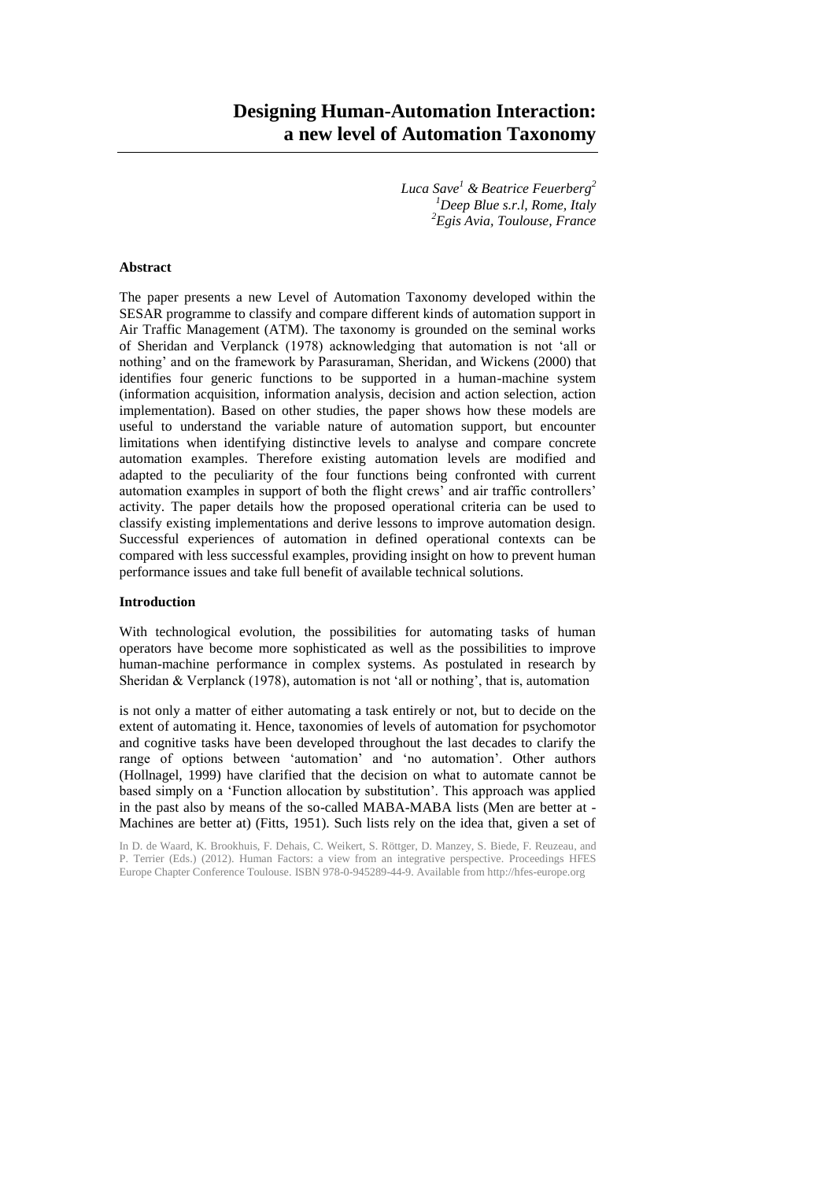# Designing Human-Automation Interaction: a new level of Automation Taxonomy

*Luca Save[1] & Beatrice Feuerberg[2]*
*[1]Deep Blue s.r.l, Rome, Italy*
*[2]Egis Avia, Toulouse, France*

## Abstract

The paper presents a new Level of Automation Taxonomy developed within the SESAR programme to classify and compare different kinds of automation support in Air Traffic Management (ATM). The taxonomy is grounded on the seminal works of Sheridan and Verplanck (1978) acknowledging that automation is not 'all or nothing' and on the framework by Parasuraman, Sheridan, and Wickens (2000) that identifies four generic functions to be supported in a human-machine system (information acquisition, information analysis, decision and action selection, action implementation). Based on other studies, the paper shows how these models are useful to understand the variable nature of automation support, but encounter limitations when identifying distinctive levels to analyse and compare concrete automation examples. Therefore existing automation levels are modified and adapted to the peculiarity of the four functions being confronted with current automation examples in support of both the flight crews' and air traffic controllers' activity. The paper details how the proposed operational criteria can be used to classify existing implementations and derive lessons to improve automation design. Successful experiences of automation in defined operational contexts can be compared with less successful examples, providing insight on how to prevent human performance issues and take full benefit of available technical solutions.

## Introduction

With technological evolution, the possibilities for automating tasks of human operators have become more sophisticated as well as the possibilities to improve human-machine performance in complex systems. As postulated in research by Sheridan & Verplanck (1978), automation is not 'all or nothing', that is, automation is not only a matter of either automating a task entirely or not, but to decide on the extent of automating it. Hence, taxonomies of levels of automation for psychomotor and cognitive tasks have been developed throughout the last decades to clarify the range of options between 'automation' and 'no automation'. Other authors (Hollnagel, 1999) have clarified that the decision on what to automate cannot be based simply on a 'Function allocation by substitution'. This approach was applied in the past also by means of the so-called MABA-MABA lists (Men are better at - Machines are better at) (Fitts, 1951). Such lists rely on the idea that, given a set of

In D. de Waard, K. Brookhuis, F. Dehais, C. Weikert, S. Röttger, D. Manzey, S. Biede, F. Reuzeau, and P. Terrier (Eds.) (2012). Human Factors: a view from an integrative perspective. Proceedings HFES Europe Chapter Conference Toulouse. ISBN 978-0-945289-44-9. Available from http://hfes-europe.org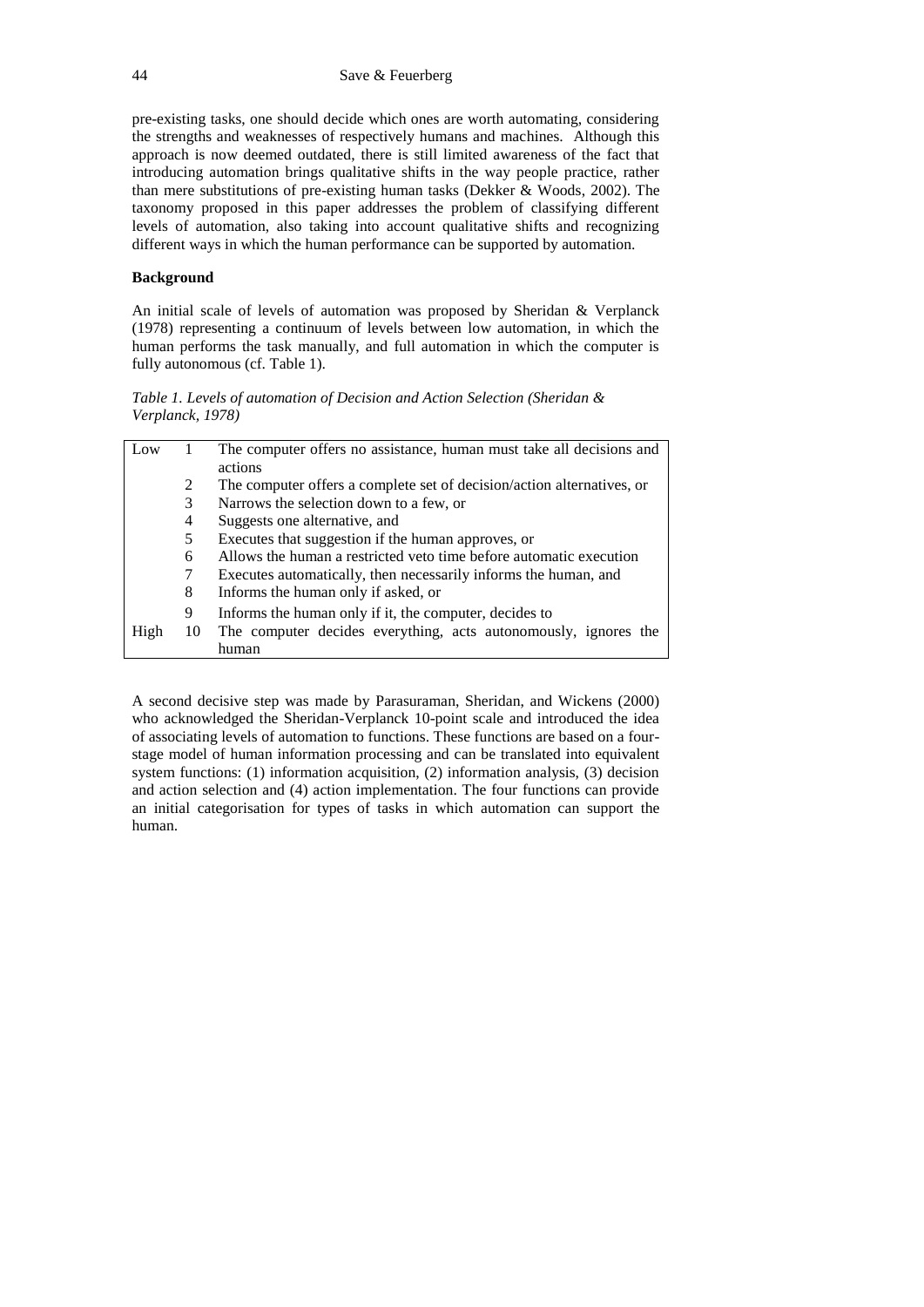pre-existing tasks, one should decide which ones are worth automating, considering the strengths and weaknesses of respectively humans and machines. Although this approach is now deemed outdated, there is still limited awareness of the fact that introducing automation brings qualitative shifts in the way people practice, rather than mere substitutions of pre-existing human tasks (Dekker & Woods, 2002). The taxonomy proposed in this paper addresses the problem of classifying different levels of automation, also taking into account qualitative shifts and recognizing different ways in which the human performance can be supported by automation.

## Background

An initial scale of levels of automation was proposed by Sheridan & Verplanck (1978) representing a continuum of levels between low automation, in which the human performs the task manually, and full automation in which the computer is fully autonomous (cf. Table 1).

*Table 1. Levels of automation of Decision and Action Selection (Sheridan & Verplanck, 1978)*

| | | |
|---|---|---|
| Low | 1 | The computer offers no assistance, human must take all decisions and actions |
| | 2 | The computer offers a complete set of decision/action alternatives, or |
| | 3 | Narrows the selection down to a few, or |
| | 4 | Suggests one alternative, and |
| | 5 | Executes that suggestion if the human approves, or |
| | 6 | Allows the human a restricted veto time before automatic execution |
| | 7 | Executes automatically, then necessarily informs the human, and |
| | 8 | Informs the human only if asked, or |
| | 9 | Informs the human only if it, the computer, decides to |
| High | 10 | The computer decides everything, acts autonomously, ignores the human |

A second decisive step was made by Parasuraman, Sheridan, and Wickens (2000) who acknowledged the Sheridan-Verplanck 10-point scale and introduced the idea of associating levels of automation to functions. These functions are based on a four-stage model of human information processing and can be translated into equivalent system functions: (1) information acquisition, (2) information analysis, (3) decision and action selection and (4) action implementation. The four functions can provide an initial categorisation for types of tasks in which automation can support the human.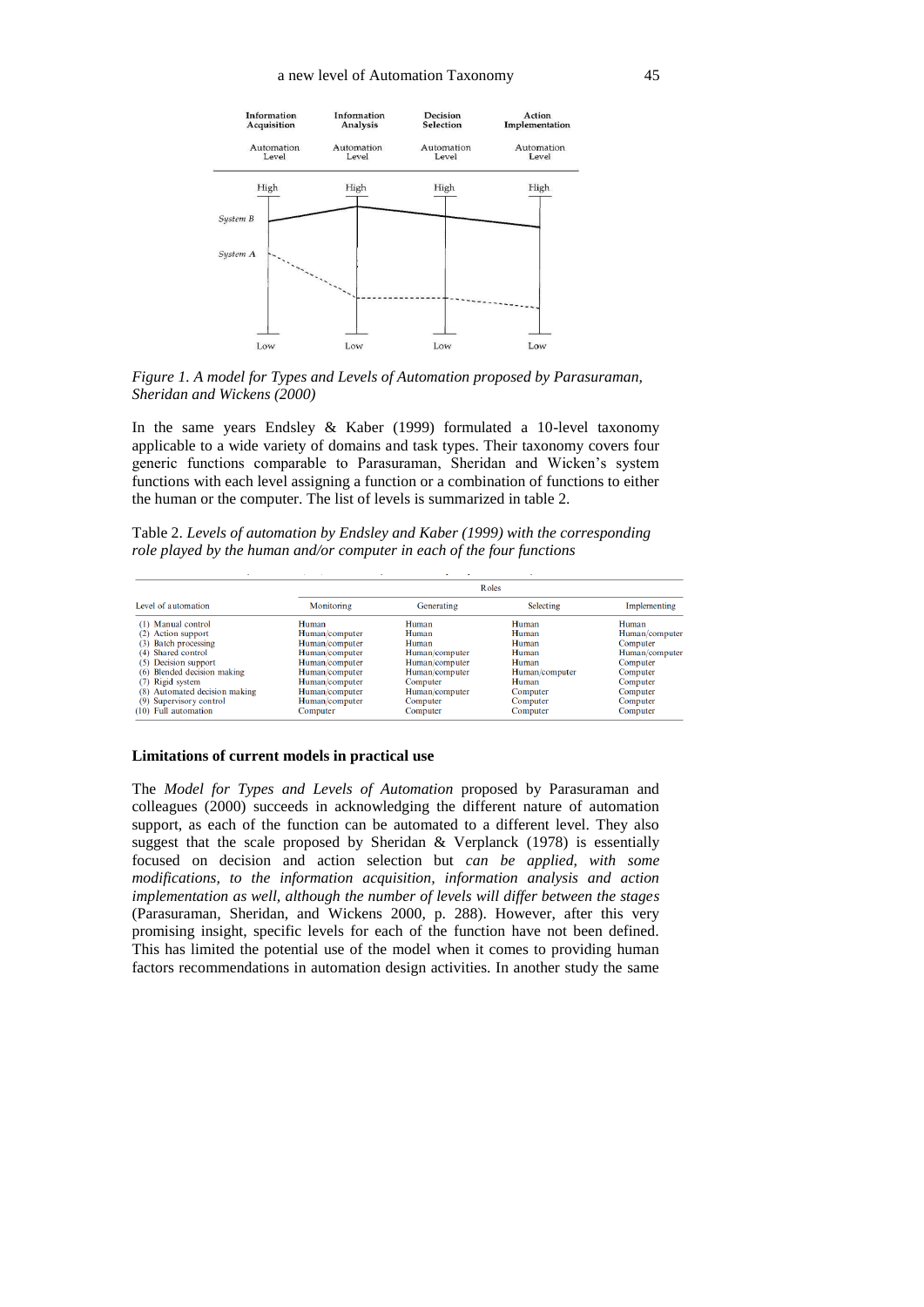Figure 1. *A model for Types and Levels of Automation proposed by Parasuraman, Sheridan and Wickens (2000)*

In the same years Endsley & Kaber (1999) formulated a 10-level taxonomy applicable to a wide variety of domains and task types. Their taxonomy covers four generic functions comparable to Parasuraman, Sheridan and Wicken's system functions with each level assigning a function or a combination of functions to either the human or the computer. The list of levels is summarized in table 2.

Table 2. *Levels of automation by Endsley and Kaber (1999) with the corresponding role played by the human and/or computer in each of the four functions*

| Level of automation | Roles | | | |
|---|---|---|---|---|
| | Monitoring | Generating | Selecting | Implementing |
| (1) Manual control | Human | Human | Human | Human |
| (2) Action support | Human/computer | Human | Human | Human/computer |
| (3) Batch processing | Human/computer | Human | Human | Computer |
| (4) Shared control | Human/computer | Human/computer | Human | Human/computer |
| (5) Decision support | Human/computer | Human/computer | Human | Computer |
| (6) Blended decision making | Human/computer | Human/computer | Human/computer | Computer |
| (7) Rigid system | Human/computer | Computer | Human | Computer |
| (8) Automated decision making | Human/computer | Human/computer | Computer | Computer |
| (9) Supervisory control | Human/computer | Computer | Computer | Computer |
| (10) Full automation | Computer | Computer | Computer | Computer |

**Limitations of current models in practical use**

The *Model for Types and Levels of Automation* proposed by Parasuraman and colleagues (2000) succeeds in acknowledging the different nature of automation support, as each of the function can be automated to a different level. They also suggest that the scale proposed by Sheridan & Verplanck (1978) is essentially focused on decision and action selection but *can be applied, with some modifications, to the information acquisition, information analysis and action implementation as well, although the number of levels will differ between the stages* (Parasuraman, Sheridan, and Wickens 2000, p. 288). However, after this very promising insight, specific levels for each of the function have not been defined. This has limited the potential use of the model when it comes to providing human factors recommendations in automation design activities. In another study the same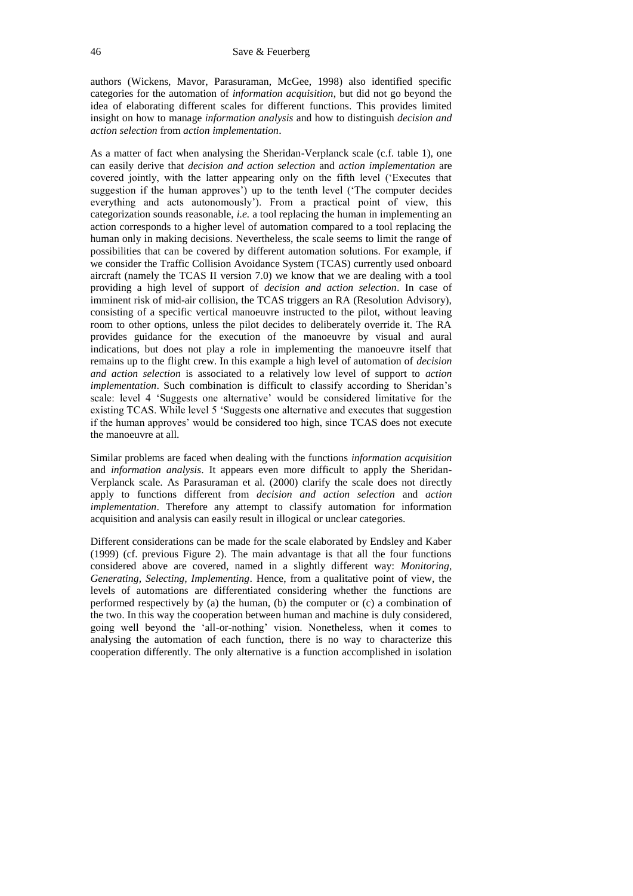authors (Wickens, Mavor, Parasuraman, McGee, 1998) also identified specific categories for the automation of *information acquisition*, but did not go beyond the idea of elaborating different scales for different functions. This provides limited insight on how to manage *information analysis* and how to distinguish *decision and action selection* from *action implementation*.

As a matter of fact when analysing the Sheridan-Verplanck scale (c.f. table 1), one can easily derive that *decision and action selection* and *action implementation* are covered jointly, with the latter appearing only on the fifth level ('Executes that suggestion if the human approves') up to the tenth level ('The computer decides everything and acts autonomously'). From a practical point of view, this categorization sounds reasonable, *i.e.* a tool replacing the human in implementing an action corresponds to a higher level of automation compared to a tool replacing the human only in making decisions. Nevertheless, the scale seems to limit the range of possibilities that can be covered by different automation solutions. For example, if we consider the Traffic Collision Avoidance System (TCAS) currently used onboard aircraft (namely the TCAS II version 7.0) we know that we are dealing with a tool providing a high level of support of *decision and action selection*. In case of imminent risk of mid-air collision, the TCAS triggers an RA (Resolution Advisory), consisting of a specific vertical manoeuvre instructed to the pilot, without leaving room to other options, unless the pilot decides to deliberately override it. The RA provides guidance for the execution of the manoeuvre by visual and aural indications, but does not play a role in implementing the manoeuvre itself that remains up to the flight crew. In this example a high level of automation of *decision and action selection* is associated to a relatively low level of support to *action implementation*. Such combination is difficult to classify according to Sheridan's scale: level 4 'Suggests one alternative' would be considered limitative for the existing TCAS. While level 5 'Suggests one alternative and executes that suggestion if the human approves' would be considered too high, since TCAS does not execute the manoeuvre at all.

Similar problems are faced when dealing with the functions *information acquisition* and *information analysis*. It appears even more difficult to apply the Sheridan-Verplanck scale. As Parasuraman et al. (2000) clarify the scale does not directly apply to functions different from *decision and action selection* and *action implementation*. Therefore any attempt to classify automation for information acquisition and analysis can easily result in illogical or unclear categories.

Different considerations can be made for the scale elaborated by Endsley and Kaber (1999) (cf. previous Figure 2). The main advantage is that all the four functions considered above are covered, named in a slightly different way: *Monitoring, Generating, Selecting, Implementing*. Hence, from a qualitative point of view, the levels of automations are differentiated considering whether the functions are performed respectively by (a) the human, (b) the computer or (c) a combination of the two. In this way the cooperation between human and machine is duly considered, going well beyond the 'all-or-nothing' vision. Nonetheless, when it comes to analysing the automation of each function, there is no way to characterize this cooperation differently. The only alternative is a function accomplished in isolation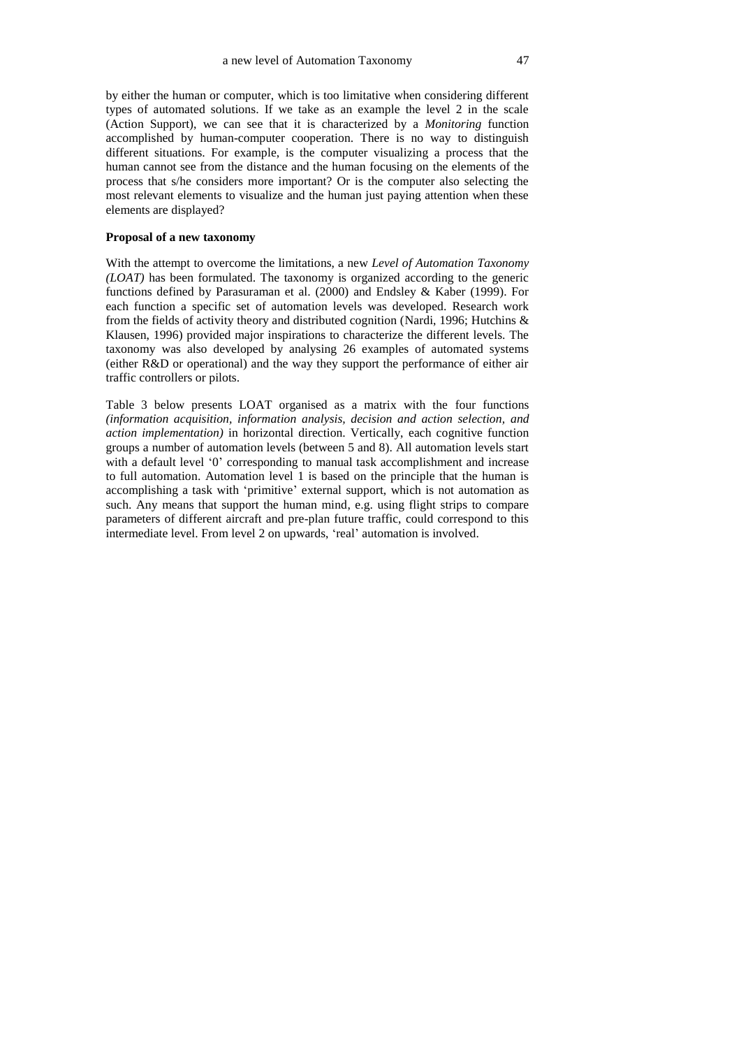by either the human or computer, which is too limitative when considering different types of automated solutions. If we take as an example the level 2 in the scale (Action Support), we can see that it is characterized by a *Monitoring* function accomplished by human-computer cooperation. There is no way to distinguish different situations. For example, is the computer visualizing a process that the human cannot see from the distance and the human focusing on the elements of the process that s/he considers more important? Or is the computer also selecting the most relevant elements to visualize and the human just paying attention when these elements are displayed?

**Proposal of a new taxonomy**

With the attempt to overcome the limitations, a new *Level of Automation Taxonomy (LOAT)* has been formulated. The taxonomy is organized according to the generic functions defined by Parasuraman et al. (2000) and Endsley & Kaber (1999). For each function a specific set of automation levels was developed. Research work from the fields of activity theory and distributed cognition (Nardi, 1996; Hutchins & Klausen, 1996) provided major inspirations to characterize the different levels. The taxonomy was also developed by analysing 26 examples of automated systems (either R&D or operational) and the way they support the performance of either air traffic controllers or pilots.

Table 3 below presents LOAT organised as a matrix with the four functions *(information acquisition, information analysis, decision and action selection, and action implementation)* in horizontal direction. Vertically, each cognitive function groups a number of automation levels (between 5 and 8). All automation levels start with a default level '0' corresponding to manual task accomplishment and increase to full automation. Automation level 1 is based on the principle that the human is accomplishing a task with 'primitive' external support, which is not automation as such. Any means that support the human mind, e.g. using flight strips to compare parameters of different aircraft and pre-plan future traffic, could correspond to this intermediate level. From level 2 on upwards, 'real' automation is involved.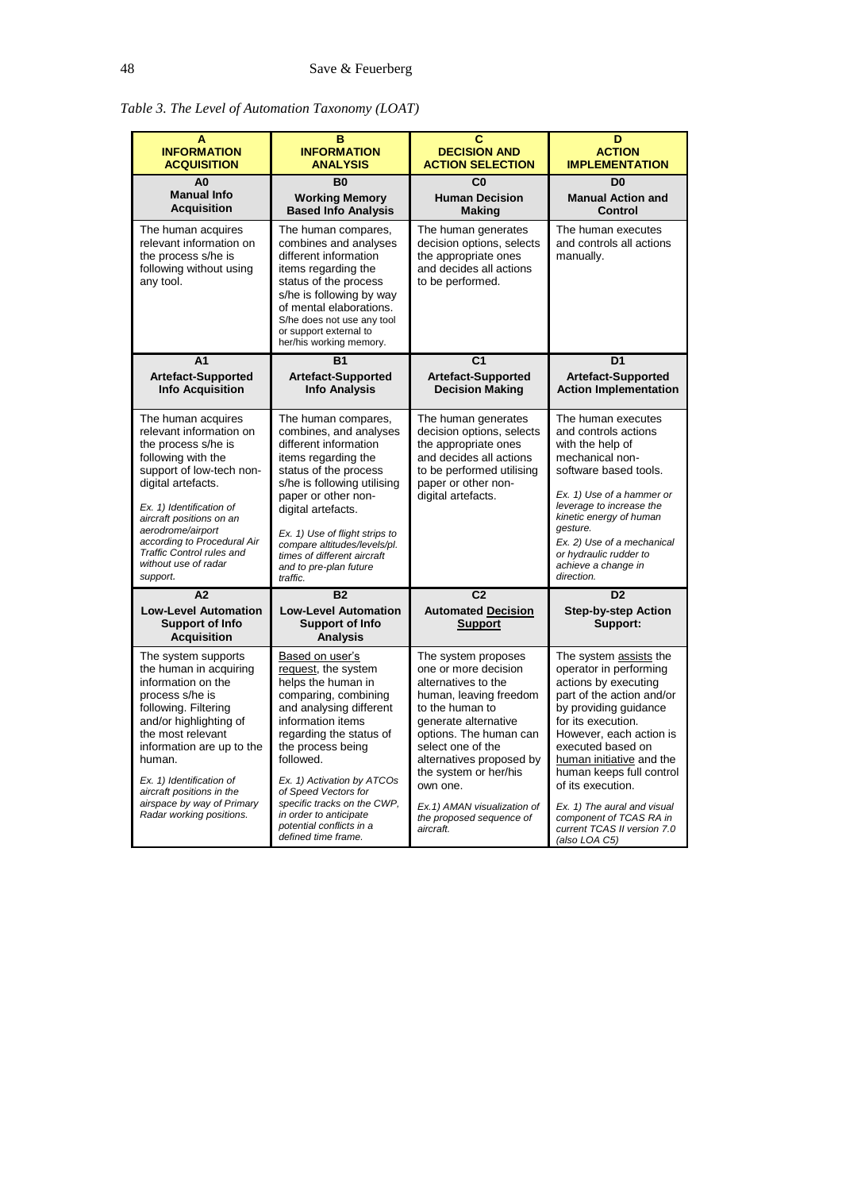*Table 3. The Level of Automation Taxonomy (LOAT)*

| **A INFORMATION ACQUISITION** | **B INFORMATION ANALYSIS** | **C DECISION AND ACTION SELECTION** | **D ACTION IMPLEMENTATION** |
|---|---|---|---|
| **A0 Manual Info Acquisition** | **B0 Working Memory Based Info Analysis** | **C0 Human Decision Making** | **D0 Manual Action and Control** |
| The human acquires relevant information on the process s/he is following without using any tool. | The human compares, combines and analyses different information items regarding the status of the process s/he is following by way of mental elaborations. S/he does not use any tool or support external to her/his working memory. | The human generates decision options, selects the appropriate ones and decides all actions to be performed. | The human executes and controls all actions manually. |
| **A1 Artefact-Supported Info Acquisition** | **B1 Artefact-Supported Info Analysis** | **C1 Artefact-Supported Decision Making** | **D1 Artefact-Supported Action Implementation** |
| The human acquires relevant information on the process s/he is following with the support of low-tech non-digital artefacts. *Ex. 1) Identification of aircraft positions on an aerodrome/airport according to Procedural Air Traffic Control rules and without use of radar support.* | The human compares, combines, and analyses different information items regarding the status of the process s/he is following utilising paper or other non-digital artefacts. *Ex. 1) Use of flight strips to compare altitudes/levels/pl. times of different aircraft and to pre-plan future traffic.* | The human generates decision options, selects the appropriate ones and decides all actions to be performed utilising paper or other non-digital artefacts. | The human executes and controls actions with the help of mechanical non-software based tools. *Ex. 1) Use of a hammer or leverage to increase the kinetic energy of human gesture. Ex. 2) Use of a mechanical or hydraulic rudder to achieve a change in direction.* |
| **A2 Low-Level Automation Support of Info Acquisition** | **B2 Low-Level Automation Support of Info Analysis** | **C2 Automated Decision Support** | **D2 Step-by-step Action Support:** |
| The system supports the human in acquiring information on the process s/he is following. Filtering and/or highlighting of the most relevant information are up to the human. *Ex. 1) Identification of aircraft positions in the airspace by way of Primary Radar working positions.* | Based on user's request, the system helps the human in comparing, combining and analysing different information items regarding the status of the process being followed. *Ex. 1) Activation by ATCOs of Speed Vectors for specific tracks on the CWP, in order to anticipate potential conflicts in a defined time frame.* | The system proposes one or more decision alternatives to the human, leaving freedom to the human to generate alternative options. The human can select one of the alternatives proposed by the system or her/his own one. *Ex.1) AMAN visualization of the proposed sequence of aircraft.* | The system assists the operator in performing actions by executing part of the action and/or by providing guidance for its execution. However, each action is executed based on human initiative and the human keeps full control of its execution. *Ex. 1) The aural and visual component of TCAS RA in current TCAS II version 7.0 (also LOA C5)* |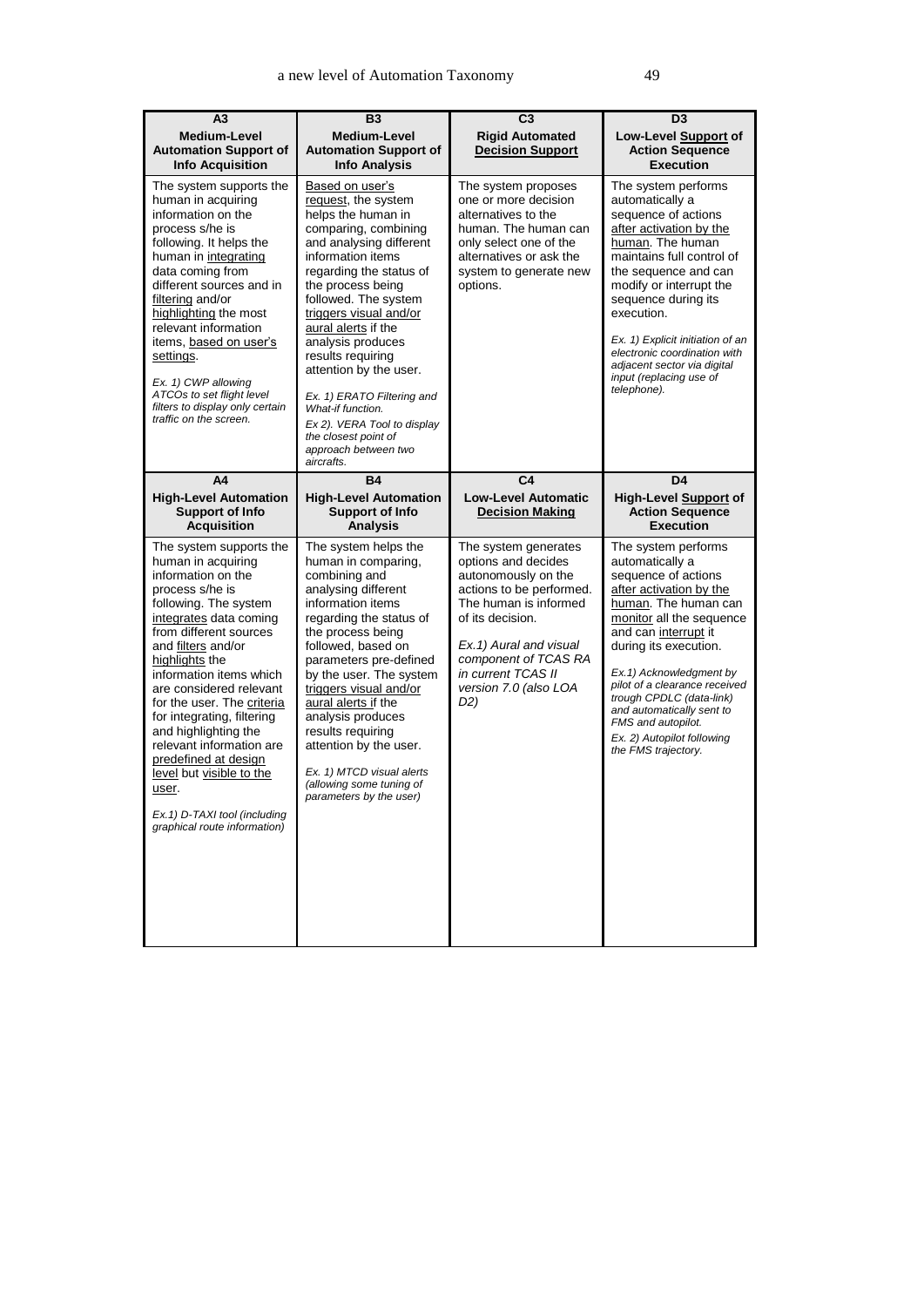| **A3**<br>**Medium-Level Automation Support of Info Acquisition** | **B3**<br>**Medium-Level Automation Support of Info Analysis** | **C3**<br>**Rigid Automated Decision Support** | **D3**<br>**Low-Level Support of Action Sequence Execution** |
|---|---|---|---|
| The system supports the human in acquiring information on the process s/he is following. It helps the human in integrating data coming from different sources and in filtering and/or highlighting the most relevant information items, based on user's settings.<br><br>*Ex. 1) CWP allowing ATCOs to set flight level filters to display only certain traffic on the screen.* | Based on user's request, the system helps the human in comparing, combining and analysing different information items regarding the status of the process being followed. The system triggers visual and/or aural alerts if the analysis produces results requiring attention by the user.<br><br>*Ex. 1) ERATO Filtering and What-if function.*<br>*Ex 2). VERA Tool to display the closest point of approach between two aircrafts.* | The system proposes one or more decision alternatives to the human. The human can only select one of the alternatives or ask the system to generate new options. | The system performs automatically a sequence of actions after activation by the human. The human maintains full control of the sequence and can modify or interrupt the sequence during its execution.<br><br>*Ex. 1) Explicit initiation of an electronic coordination with adjacent sector via digital input (replacing use of telephone).* |
| **A4**<br>**High-Level Automation Support of Info Acquisition** | **B4**<br>**High-Level Automation Support of Info Analysis** | **C4**<br>**Low-Level Automatic Decision Making** | **D4**<br>**High-Level Support of Action Sequence Execution** |
| The system supports the human in acquiring information on the process s/he is following. The system integrates data coming from different sources and filters and/or highlights the information items which are considered relevant for the user. The criteria for integrating, filtering and highlighting the relevant information are predefined at design level but visible to the user.<br><br>*Ex.1) D-TAXI tool (including graphical route information)* | The system helps the human in comparing, combining and analysing different information items regarding the status of the process being followed, based on parameters pre-defined by the user. The system triggers visual and/or aural alerts if the analysis produces results requiring attention by the user.<br><br>*Ex. 1) MTCD visual alerts (allowing some tuning of parameters by the user)* | The system generates options and decides autonomously on the actions to be performed. The human is informed of its decision.<br><br>*Ex.1) Aural and visual component of TCAS RA in current TCAS II version 7.0 (also LOA D2)* | The system performs automatically a sequence of actions after activation by the human. The human can monitor all the sequence and can interrupt it during its execution.<br><br>*Ex.1) Acknowledgment by pilot of a clearance received trough CPDLC (data-link) and automatically sent to FMS and autopilot.*<br>*Ex. 2) Autopilot following the FMS trajectory.* |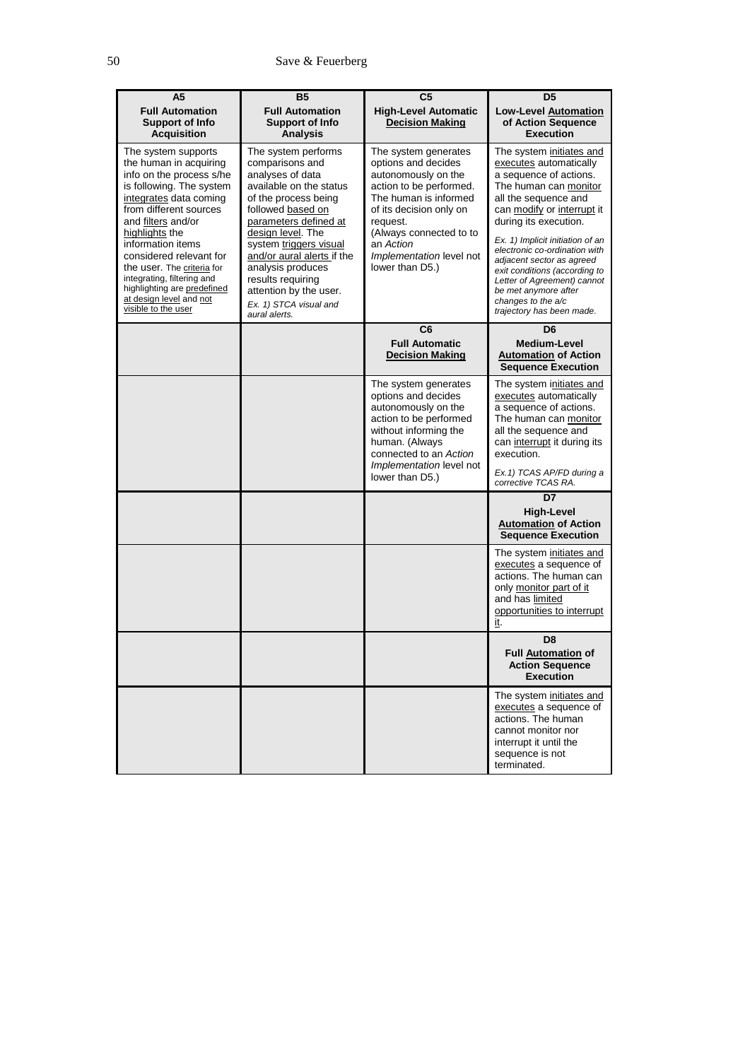| A5<br>**Full Automation Support of Info Acquisition** | B5<br>**Full Automation Support of Info Analysis** | C5<br>**High-Level Automatic Decision Making** | D5<br>**Low-Level Automation of Action Sequence Execution** |
|---|---|---|---|
| The system supports the human in acquiring info on the process s/he is following. The system integrates data coming from different sources and filters and/or highlights the information items considered relevant for the user. The criteria for integrating, filtering and highlighting are predefined at design level and not visible to the user | The system performs comparisons and analyses of data available on the status of the process being followed based on parameters defined at design level. The system triggers visual and/or aural alerts if the analysis produces results requiring attention by the user. *Ex. 1) STCA visual and aural alerts.* | The system generates options and decides autonomously on the action to be performed. The human is informed of its decision only on request. (Always connected to to an *Action Implementation* level not lower than D5.) | The system initiates and executes automatically a sequence of actions. The human can monitor all the sequence and can modify or interrupt it during its execution. *Ex. 1) Implicit initiation of an electronic co-ordination with adjacent sector as agreed exit conditions (according to Letter of Agreement) cannot be met anymore after changes to the a/c trajectory has been made.* |
| | | C6<br>**Full Automatic Decision Making** | D6<br>**Medium-Level Automation of Action Sequence Execution** |
| | | The system generates options and decides autonomously on the action to be performed without informing the human. (Always connected to an *Action Implementation* level not lower than D5.) | The system initiates and executes automatically a sequence of actions. The human can monitor all the sequence and can interrupt it during its execution. *Ex.1) TCAS AP/FD during a corrective TCAS RA.* |
| | | | D7<br>**High-Level Automation of Action Sequence Execution** |
| | | | The system initiates and executes a sequence of actions. The human can only monitor part of it and has limited opportunities to interrupt it. |
| | | | D8<br>**Full Automation of Action Sequence Execution** |
| | | | The system initiates and executes a sequence of actions. The human cannot monitor nor interrupt it until the sequence is not terminated. |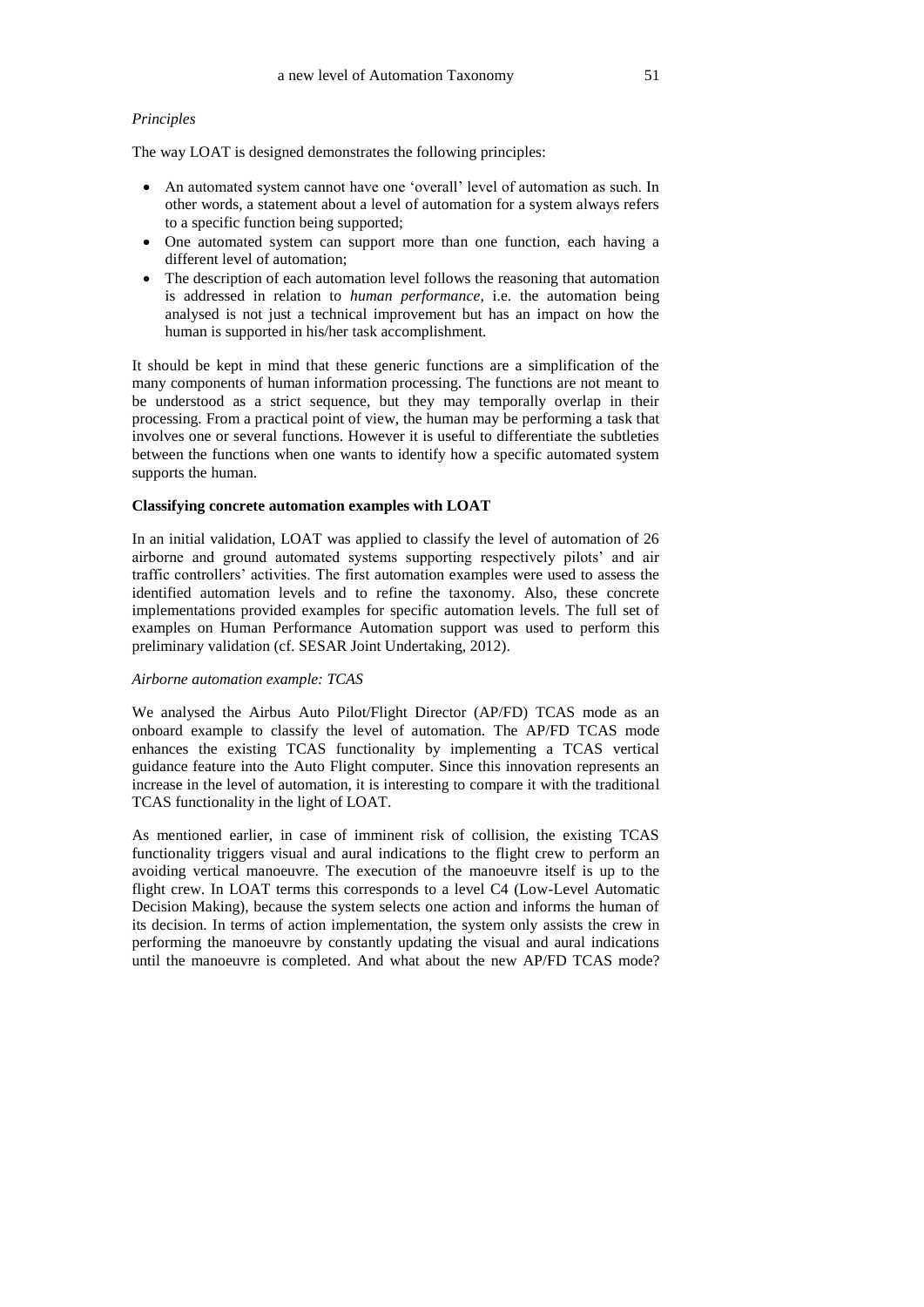*Principles*

The way LOAT is designed demonstrates the following principles:

- An automated system cannot have one 'overall' level of automation as such. In other words, a statement about a level of automation for a system always refers to a specific function being supported;
- One automated system can support more than one function, each having a different level of automation;
- The description of each automation level follows the reasoning that automation is addressed in relation to *human performance*, i.e. the automation being analysed is not just a technical improvement but has an impact on how the human is supported in his/her task accomplishment.

It should be kept in mind that these generic functions are a simplification of the many components of human information processing. The functions are not meant to be understood as a strict sequence, but they may temporally overlap in their processing. From a practical point of view, the human may be performing a task that involves one or several functions. However it is useful to differentiate the subtleties between the functions when one wants to identify how a specific automated system supports the human.

**Classifying concrete automation examples with LOAT**

In an initial validation, LOAT was applied to classify the level of automation of 26 airborne and ground automated systems supporting respectively pilots' and air traffic controllers' activities. The first automation examples were used to assess the identified automation levels and to refine the taxonomy. Also, these concrete implementations provided examples for specific automation levels. The full set of examples on Human Performance Automation support was used to perform this preliminary validation (cf. SESAR Joint Undertaking, 2012).

*Airborne automation example: TCAS*

We analysed the Airbus Auto Pilot/Flight Director (AP/FD) TCAS mode as an onboard example to classify the level of automation. The AP/FD TCAS mode enhances the existing TCAS functionality by implementing a TCAS vertical guidance feature into the Auto Flight computer. Since this innovation represents an increase in the level of automation, it is interesting to compare it with the traditional TCAS functionality in the light of LOAT.

As mentioned earlier, in case of imminent risk of collision, the existing TCAS functionality triggers visual and aural indications to the flight crew to perform an avoiding vertical manoeuvre. The execution of the manoeuvre itself is up to the flight crew. In LOAT terms this corresponds to a level C4 (Low-Level Automatic Decision Making), because the system selects one action and informs the human of its decision. In terms of action implementation, the system only assists the crew in performing the manoeuvre by constantly updating the visual and aural indications until the manoeuvre is completed. And what about the new AP/FD TCAS mode?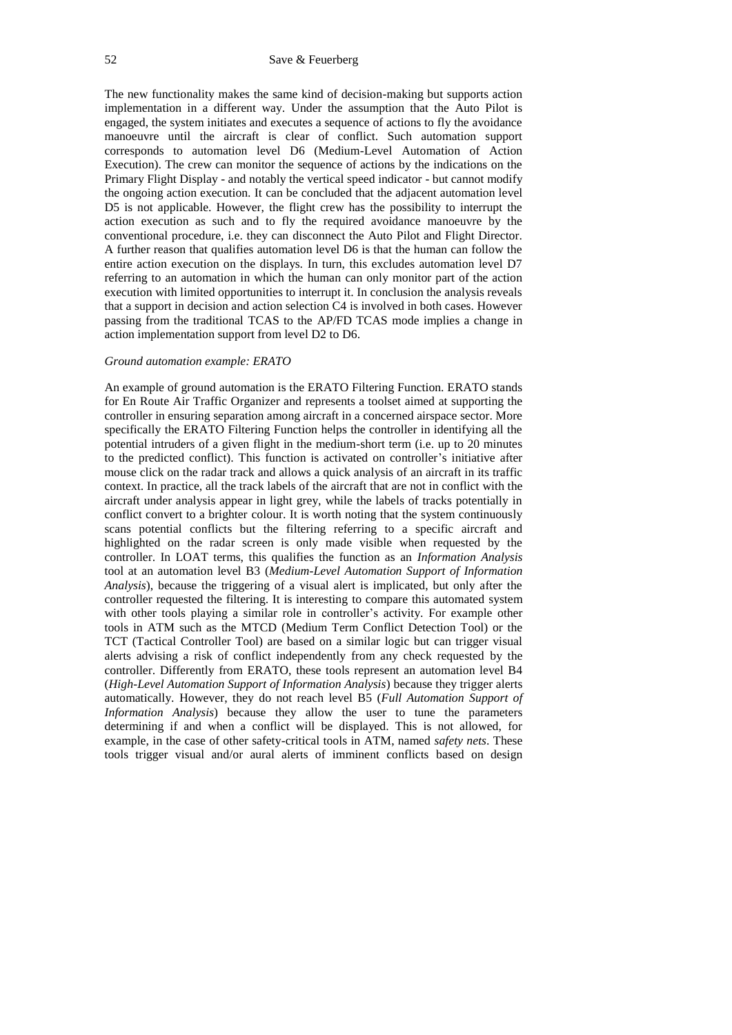The new functionality makes the same kind of decision-making but supports action implementation in a different way. Under the assumption that the Auto Pilot is engaged, the system initiates and executes a sequence of actions to fly the avoidance manoeuvre until the aircraft is clear of conflict. Such automation support corresponds to automation level D6 (Medium-Level Automation of Action Execution). The crew can monitor the sequence of actions by the indications on the Primary Flight Display - and notably the vertical speed indicator - but cannot modify the ongoing action execution. It can be concluded that the adjacent automation level D5 is not applicable. However, the flight crew has the possibility to interrupt the action execution as such and to fly the required avoidance manoeuvre by the conventional procedure, i.e. they can disconnect the Auto Pilot and Flight Director. A further reason that qualifies automation level D6 is that the human can follow the entire action execution on the displays. In turn, this excludes automation level D7 referring to an automation in which the human can only monitor part of the action execution with limited opportunities to interrupt it. In conclusion the analysis reveals that a support in decision and action selection C4 is involved in both cases. However passing from the traditional TCAS to the AP/FD TCAS mode implies a change in action implementation support from level D2 to D6.

*Ground automation example: ERATO*

An example of ground automation is the ERATO Filtering Function. ERATO stands for En Route Air Traffic Organizer and represents a toolset aimed at supporting the controller in ensuring separation among aircraft in a concerned airspace sector. More specifically the ERATO Filtering Function helps the controller in identifying all the potential intruders of a given flight in the medium-short term (i.e. up to 20 minutes to the predicted conflict). This function is activated on controller's initiative after mouse click on the radar track and allows a quick analysis of an aircraft in its traffic context. In practice, all the track labels of the aircraft that are not in conflict with the aircraft under analysis appear in light grey, while the labels of tracks potentially in conflict convert to a brighter colour. It is worth noting that the system continuously scans potential conflicts but the filtering referring to a specific aircraft and highlighted on the radar screen is only made visible when requested by the controller. In LOAT terms, this qualifies the function as an *Information Analysis* tool at an automation level B3 (*Medium-Level Automation Support of Information Analysis*), because the triggering of a visual alert is implicated, but only after the controller requested the filtering. It is interesting to compare this automated system with other tools playing a similar role in controller's activity. For example other tools in ATM such as the MTCD (Medium Term Conflict Detection Tool) or the TCT (Tactical Controller Tool) are based on a similar logic but can trigger visual alerts advising a risk of conflict independently from any check requested by the controller. Differently from ERATO, these tools represent an automation level B4 (*High-Level Automation Support of Information Analysis*) because they trigger alerts automatically. However, they do not reach level B5 (*Full Automation Support of Information Analysis*) because they allow the user to tune the parameters determining if and when a conflict will be displayed. This is not allowed, for example, in the case of other safety-critical tools in ATM, named *safety nets*. These tools trigger visual and/or aural alerts of imminent conflicts based on design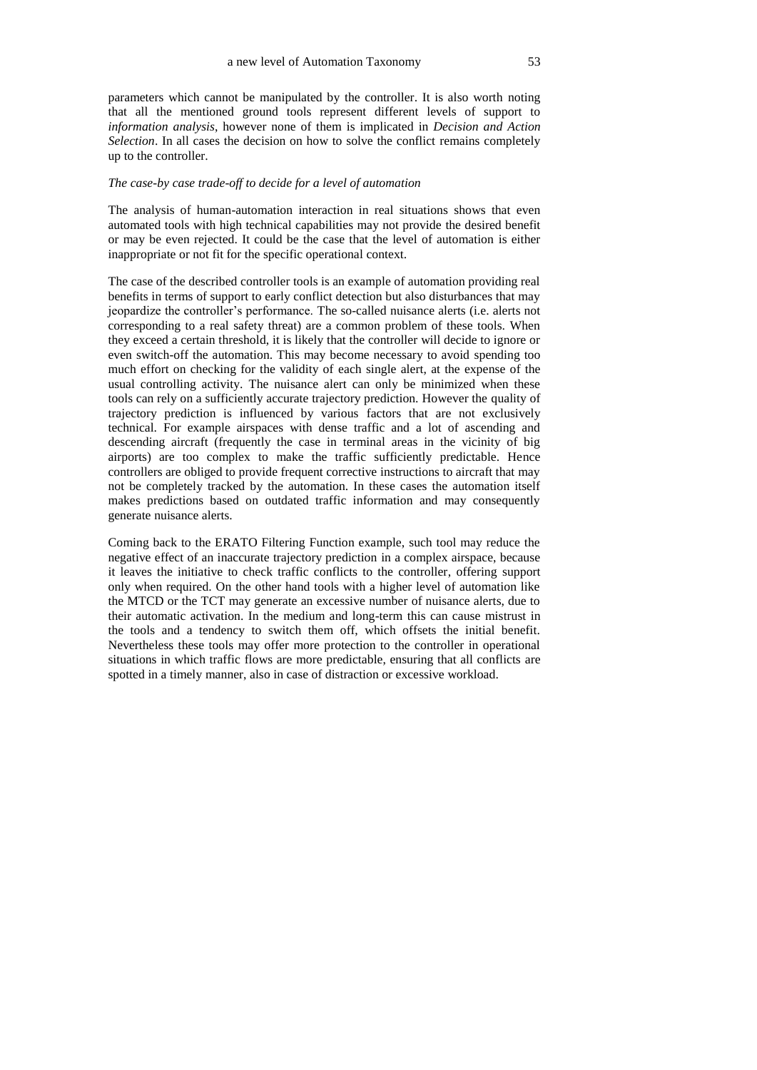parameters which cannot be manipulated by the controller. It is also worth noting that all the mentioned ground tools represent different levels of support to *information analysis*, however none of them is implicated in *Decision and Action Selection*. In all cases the decision on how to solve the conflict remains completely up to the controller.

*The case-by case trade-off to decide for a level of automation*

The analysis of human-automation interaction in real situations shows that even automated tools with high technical capabilities may not provide the desired benefit or may be even rejected. It could be the case that the level of automation is either inappropriate or not fit for the specific operational context.

The case of the described controller tools is an example of automation providing real benefits in terms of support to early conflict detection but also disturbances that may jeopardize the controller's performance. The so-called nuisance alerts (i.e. alerts not corresponding to a real safety threat) are a common problem of these tools. When they exceed a certain threshold, it is likely that the controller will decide to ignore or even switch-off the automation. This may become necessary to avoid spending too much effort on checking for the validity of each single alert, at the expense of the usual controlling activity. The nuisance alert can only be minimized when these tools can rely on a sufficiently accurate trajectory prediction. However the quality of trajectory prediction is influenced by various factors that are not exclusively technical. For example airspaces with dense traffic and a lot of ascending and descending aircraft (frequently the case in terminal areas in the vicinity of big airports) are too complex to make the traffic sufficiently predictable. Hence controllers are obliged to provide frequent corrective instructions to aircraft that may not be completely tracked by the automation. In these cases the automation itself makes predictions based on outdated traffic information and may consequently generate nuisance alerts.

Coming back to the ERATO Filtering Function example, such tool may reduce the negative effect of an inaccurate trajectory prediction in a complex airspace, because it leaves the initiative to check traffic conflicts to the controller, offering support only when required. On the other hand tools with a higher level of automation like the MTCD or the TCT may generate an excessive number of nuisance alerts, due to their automatic activation. In the medium and long-term this can cause mistrust in the tools and a tendency to switch them off, which offsets the initial benefit. Nevertheless these tools may offer more protection to the controller in operational situations in which traffic flows are more predictable, ensuring that all conflicts are spotted in a timely manner, also in case of distraction or excessive workload.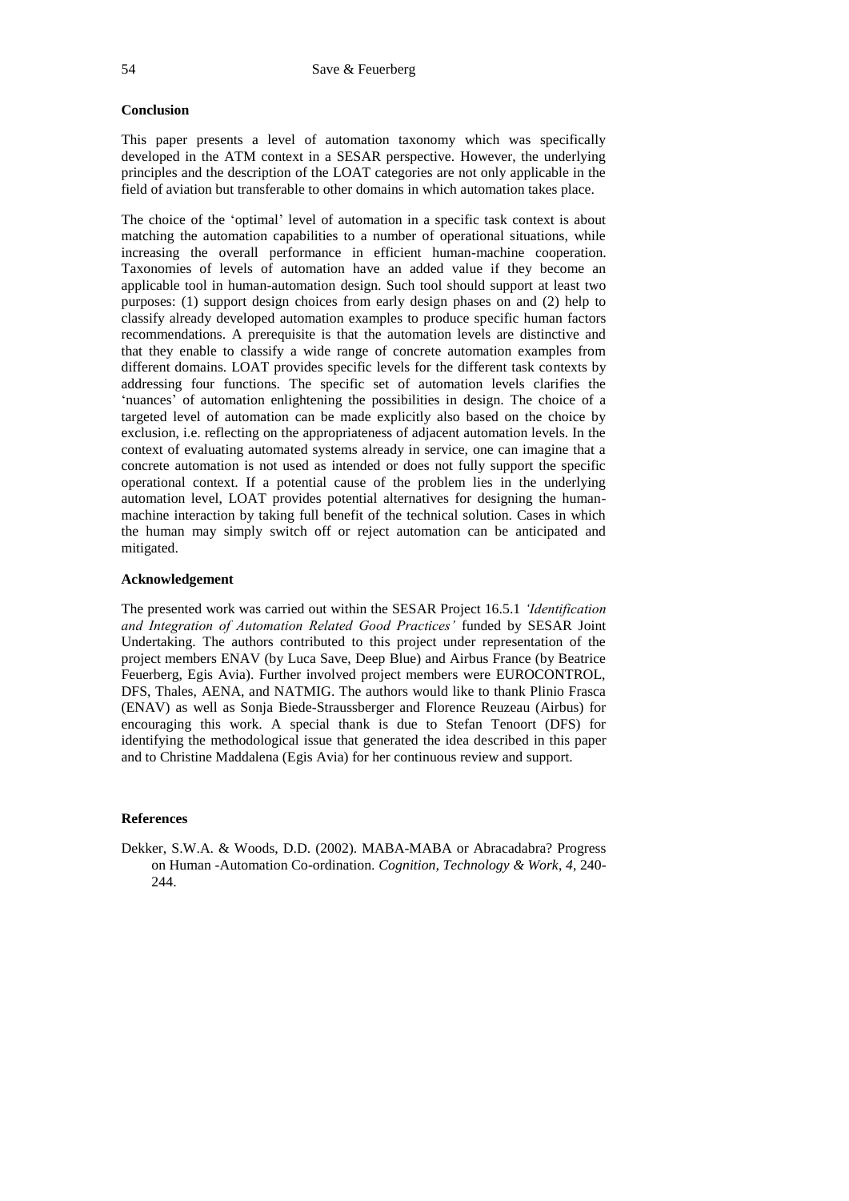## Conclusion

This paper presents a level of automation taxonomy which was specifically developed in the ATM context in a SESAR perspective. However, the underlying principles and the description of the LOAT categories are not only applicable in the field of aviation but transferable to other domains in which automation takes place.

The choice of the 'optimal' level of automation in a specific task context is about matching the automation capabilities to a number of operational situations, while increasing the overall performance in efficient human-machine cooperation. Taxonomies of levels of automation have an added value if they become an applicable tool in human-automation design. Such tool should support at least two purposes: (1) support design choices from early design phases on and (2) help to classify already developed automation examples to produce specific human factors recommendations. A prerequisite is that the automation levels are distinctive and that they enable to classify a wide range of concrete automation examples from different domains. LOAT provides specific levels for the different task contexts by addressing four functions. The specific set of automation levels clarifies the 'nuances' of automation enlightening the possibilities in design. The choice of a targeted level of automation can be made explicitly also based on the choice by exclusion, i.e. reflecting on the appropriateness of adjacent automation levels. In the context of evaluating automated systems already in service, one can imagine that a concrete automation is not used as intended or does not fully support the specific operational context. If a potential cause of the problem lies in the underlying automation level, LOAT provides potential alternatives for designing the human-machine interaction by taking full benefit of the technical solution. Cases in which the human may simply switch off or reject automation can be anticipated and mitigated.

## Acknowledgement

The presented work was carried out within the SESAR Project 16.5.1 *'Identification and Integration of Automation Related Good Practices'* funded by SESAR Joint Undertaking. The authors contributed to this project under representation of the project members ENAV (by Luca Save, Deep Blue) and Airbus France (by Beatrice Feuerberg, Egis Avia). Further involved project members were EUROCONTROL, DFS, Thales, AENA, and NATMIG. The authors would like to thank Plinio Frasca (ENAV) as well as Sonja Biede-Straussberger and Florence Reuzeau (Airbus) for encouraging this work. A special thank is due to Stefan Tenoort (DFS) for identifying the methodological issue that generated the idea described in this paper and to Christine Maddalena (Egis Avia) for her continuous review and support.

## References

Dekker, S.W.A. & Woods, D.D. (2002). MABA-MABA or Abracadabra? Progress on Human -Automation Co-ordination. *Cognition, Technology & Work*, *4*, 240-244.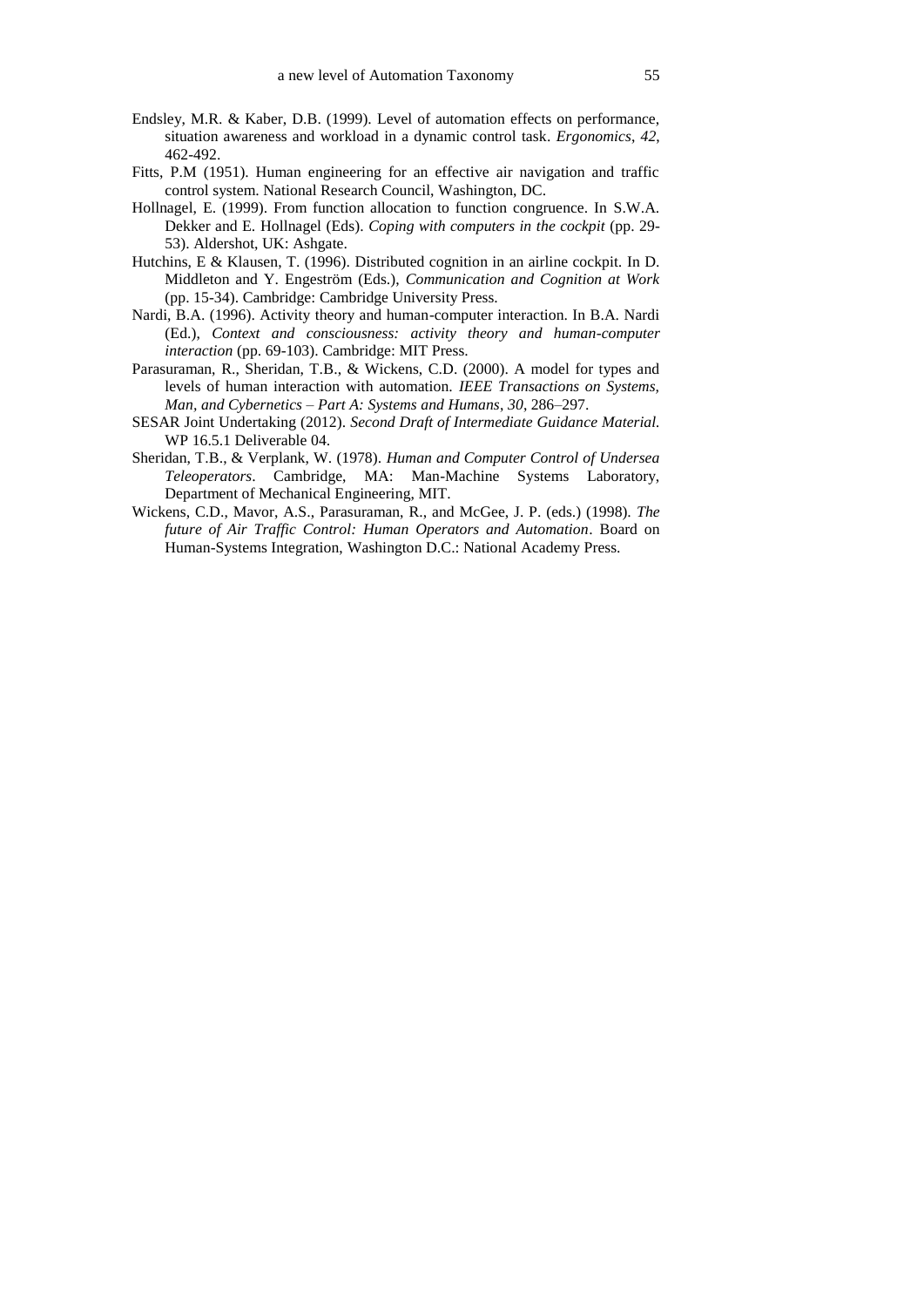Endsley, M.R. & Kaber, D.B. (1999). Level of automation effects on performance, situation awareness and workload in a dynamic control task. *Ergonomics*, *42*, 462-492.

Fitts, P.M (1951). Human engineering for an effective air navigation and traffic control system. National Research Council, Washington, DC.

Hollnagel, E. (1999). From function allocation to function congruence. In S.W.A. Dekker and E. Hollnagel (Eds). *Coping with computers in the cockpit* (pp. 29-53). Aldershot, UK: Ashgate.

Hutchins, E & Klausen, T. (1996). Distributed cognition in an airline cockpit. In D. Middleton and Y. Engeström (Eds.), *Communication and Cognition at Work* (pp. 15-34). Cambridge: Cambridge University Press.

Nardi, B.A. (1996). Activity theory and human-computer interaction. In B.A. Nardi (Ed.), *Context and consciousness: activity theory and human-computer interaction* (pp. 69-103). Cambridge: MIT Press.

Parasuraman, R., Sheridan, T.B., & Wickens, C.D. (2000). A model for types and levels of human interaction with automation. *IEEE Transactions on Systems, Man, and Cybernetics – Part A: Systems and Humans*, *30*, 286–297.

SESAR Joint Undertaking (2012). *Second Draft of Intermediate Guidance Material.* WP 16.5.1 Deliverable 04.

Sheridan, T.B., & Verplank, W. (1978). *Human and Computer Control of Undersea Teleoperators*. Cambridge, MA: Man-Machine Systems Laboratory, Department of Mechanical Engineering, MIT.

Wickens, C.D., Mavor, A.S., Parasuraman, R., and McGee, J. P. (eds.) (1998). *The future of Air Traffic Control: Human Operators and Automation*. Board on Human-Systems Integration, Washington D.C.: National Academy Press.